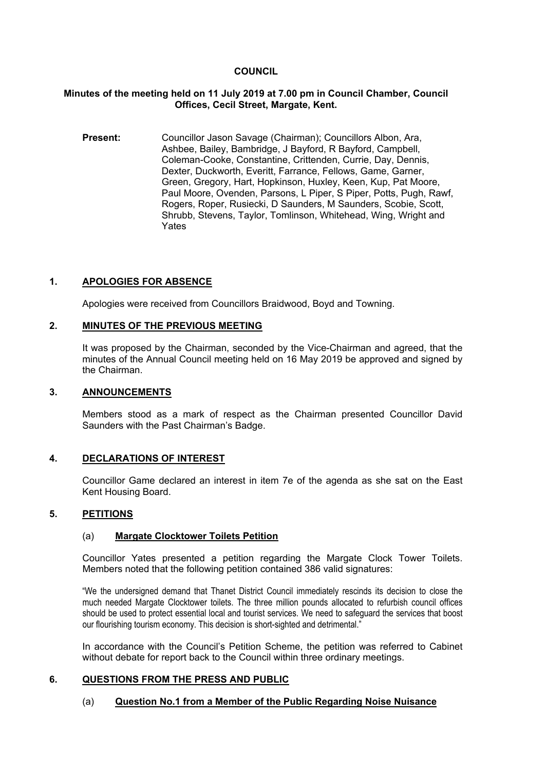# COUNCIL

**Minutes of the meeting held on 11 July 2019 at 7.00 pm in Council Chamber, Council Offices, Cecil Street, Margate, Kent.**

**Present:** Councillor Jason Savage (Chairman); Councillors Albon, Ara, Ashbee, Bailey, Bambridge, J Bayford, R Bayford, Campbell, Coleman-Cooke, Constantine, Crittenden, Currie, Day, Dennis, Dexter, Duckworth, Everitt, Farrance, Fellows, Game, Garner, Green, Gregory, Hart, Hopkinson, Huxley, Keen, Kup, Pat Moore, Paul Moore, Ovenden, Parsons, L Piper, S Piper, Potts, Pugh, Rawf, Rogers, Roper, Rusiecki, D Saunders, M Saunders, Scobie, Scott, Shrubb, Stevens, Taylor, Tomlinson, Whitehead, Wing, Wright and Yates

## 1. APOLOGIES FOR ABSENCE

Apologies were received from Councillors Braidwood, Boyd and Towning.

## 2. MINUTES OF THE PREVIOUS MEETING

It was proposed by the Chairman, seconded by the Vice-Chairman and agreed, that the minutes of the Annual Council meeting held on 16 May 2019 be approved and signed by the Chairman.

## 3. ANNOUNCEMENTS

Members stood as a mark of respect as the Chairman presented Councillor David Saunders with the Past Chairman's Badge.

## 4. DECLARATIONS OF INTEREST

Councillor Game declared an interest in item 7e of the agenda as she sat on the East Kent Housing Board.

## 5. PETITIONS

### (a) Margate Clocktower Toilets Petition

Councillor Yates presented a petition regarding the Margate Clock Tower Toilets. Members noted that the following petition contained 386 valid signatures:

"We the undersigned demand that Thanet District Council immediately rescinds its decision to close the much needed Margate Clocktower toilets. The three million pounds allocated to refurbish council offices should be used to protect essential local and tourist services. We need to safeguard the services that boost our flourishing tourism economy. This decision is short-sighted and detrimental."

In accordance with the Council's Petition Scheme, the petition was referred to Cabinet without debate for report back to the Council within three ordinary meetings.

## 6. QUESTIONS FROM THE PRESS AND PUBLIC

### (a) Question No.1 from a Member of the Public Regarding Noise Nuisance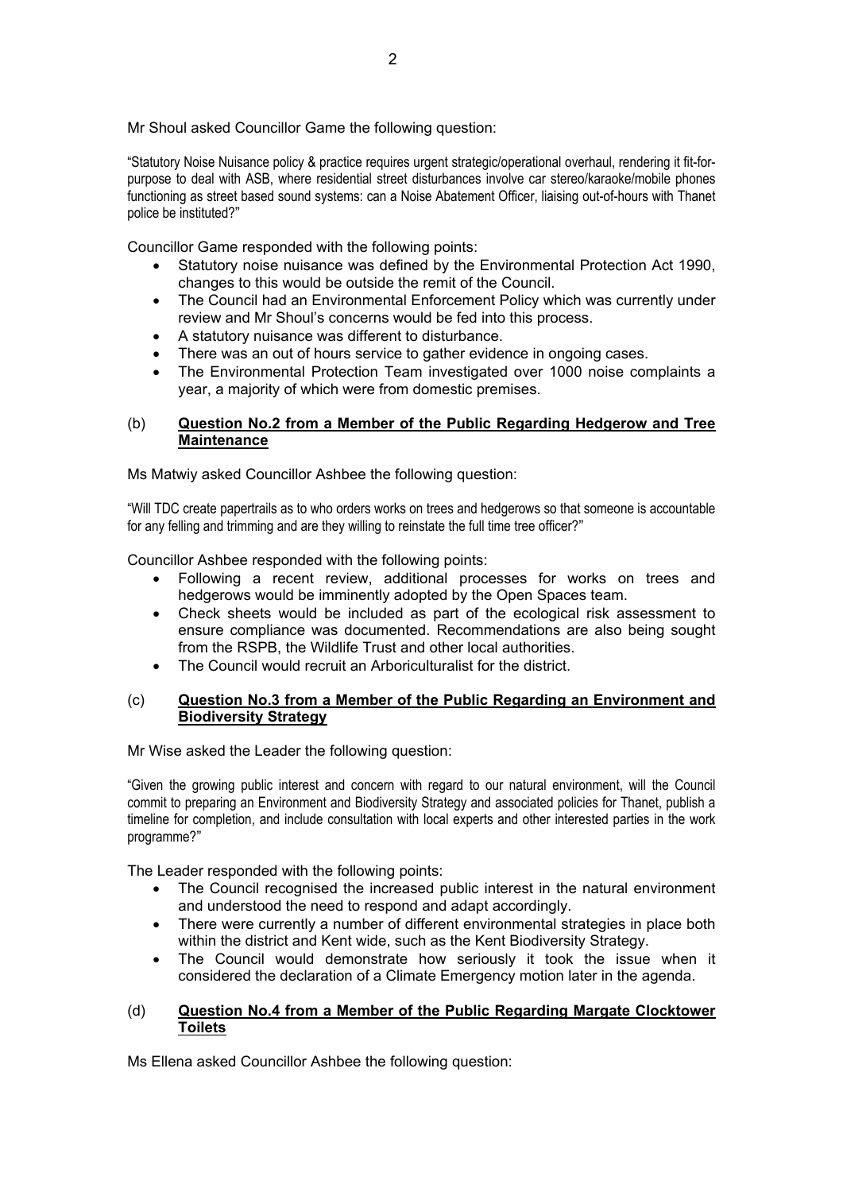Mr Shoul asked Councillor Game the following question:

"Statutory Noise Nuisance policy & practice requires urgent strategic/operational overhaul, rendering it fit-for-purpose to deal with ASB, where residential street disturbances involve car stereo/karaoke/mobile phones functioning as street based sound systems: can a Noise Abatement Officer, liaising out-of-hours with Thanet police be instituted?"

Councillor Game responded with the following points:

- Statutory noise nuisance was defined by the Environmental Protection Act 1990, changes to this would be outside the remit of the Council.
- The Council had an Environmental Enforcement Policy which was currently under review and Mr Shoul's concerns would be fed into this process.
- A statutory nuisance was different to disturbance.
- There was an out of hours service to gather evidence in ongoing cases.
- The Environmental Protection Team investigated over 1000 noise complaints a year, a majority of which were from domestic premises.

(b) **<u>Question No.2 from a Member of the Public Regarding Hedgerow and Tree Maintenance</u>**

Ms Matwiy asked Councillor Ashbee the following question:

"Will TDC create papertrails as to who orders works on trees and hedgerows so that someone is accountable for any felling and trimming and are they willing to reinstate the full time tree officer?"

Councillor Ashbee responded with the following points:

- Following a recent review, additional processes for works on trees and hedgerows would be imminently adopted by the Open Spaces team.
- Check sheets would be included as part of the ecological risk assessment to ensure compliance was documented. Recommendations are also being sought from the RSPB, the Wildlife Trust and other local authorities.
- The Council would recruit an Arboriculturalist for the district.

(c) **<u>Question No.3 from a Member of the Public Regarding an Environment and Biodiversity Strategy</u>**

Mr Wise asked the Leader the following question:

"Given the growing public interest and concern with regard to our natural environment, will the Council commit to preparing an Environment and Biodiversity Strategy and associated policies for Thanet, publish a timeline for completion, and include consultation with local experts and other interested parties in the work programme?"

The Leader responded with the following points:

- The Council recognised the increased public interest in the natural environment and understood the need to respond and adapt accordingly.
- There were currently a number of different environmental strategies in place both within the district and Kent wide, such as the Kent Biodiversity Strategy.
- The Council would demonstrate how seriously it took the issue when it considered the declaration of a Climate Emergency motion later in the agenda.

(d) **<u>Question No.4 from a Member of the Public Regarding Margate Clocktower Toilets</u>**

Ms Ellena asked Councillor Ashbee the following question: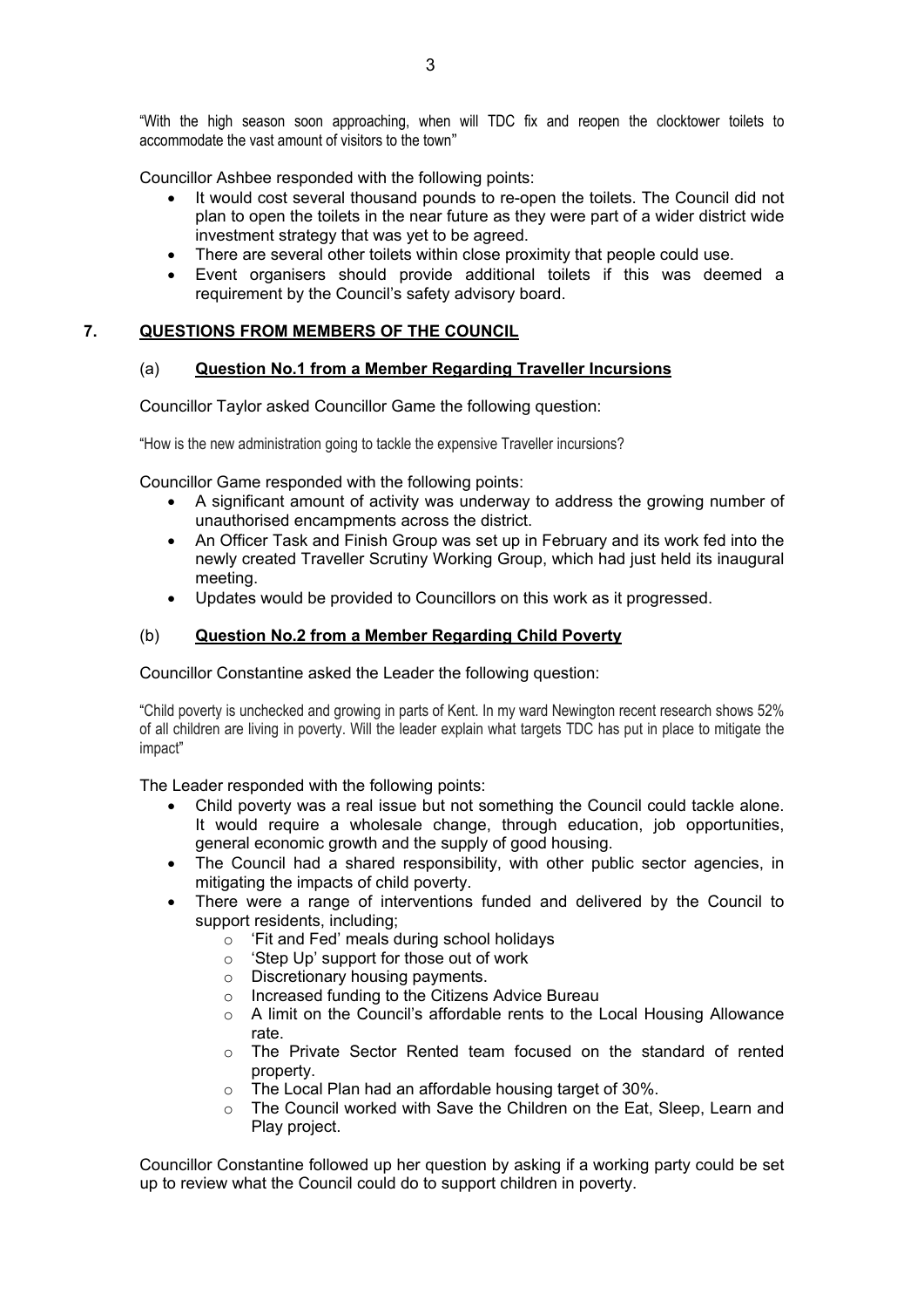"With the high season soon approaching, when will TDC fix and reopen the clocktower toilets to accommodate the vast amount of visitors to the town"

Councillor Ashbee responded with the following points:

- It would cost several thousand pounds to re-open the toilets. The Council did not plan to open the toilets in the near future as they were part of a wider district wide investment strategy that was yet to be agreed.
- There are several other toilets within close proximity that people could use.
- Event organisers should provide additional toilets if this was deemed a requirement by the Council's safety advisory board.

## 7. QUESTIONS FROM MEMBERS OF THE COUNCIL

### (a) Question No.1 from a Member Regarding Traveller Incursions

Councillor Taylor asked Councillor Game the following question:

"How is the new administration going to tackle the expensive Traveller incursions?

Councillor Game responded with the following points:

- A significant amount of activity was underway to address the growing number of unauthorised encampments across the district.
- An Officer Task and Finish Group was set up in February and its work fed into the newly created Traveller Scrutiny Working Group, which had just held its inaugural meeting.
- Updates would be provided to Councillors on this work as it progressed.

### (b) Question No.2 from a Member Regarding Child Poverty

Councillor Constantine asked the Leader the following question:

"Child poverty is unchecked and growing in parts of Kent. In my ward Newington recent research shows 52% of all children are living in poverty. Will the leader explain what targets TDC has put in place to mitigate the impact"

The Leader responded with the following points:

- Child poverty was a real issue but not something the Council could tackle alone. It would require a wholesale change, through education, job opportunities, general economic growth and the supply of good housing.
- The Council had a shared responsibility, with other public sector agencies, in mitigating the impacts of child poverty.
- There were a range of interventions funded and delivered by the Council to support residents, including;
  - 'Fit and Fed' meals during school holidays
  - 'Step Up' support for those out of work
  - Discretionary housing payments.
  - Increased funding to the Citizens Advice Bureau
  - A limit on the Council's affordable rents to the Local Housing Allowance rate.
  - The Private Sector Rented team focused on the standard of rented property.
  - The Local Plan had an affordable housing target of 30%.
  - The Council worked with Save the Children on the Eat, Sleep, Learn and Play project.

Councillor Constantine followed up her question by asking if a working party could be set up to review what the Council could do to support children in poverty.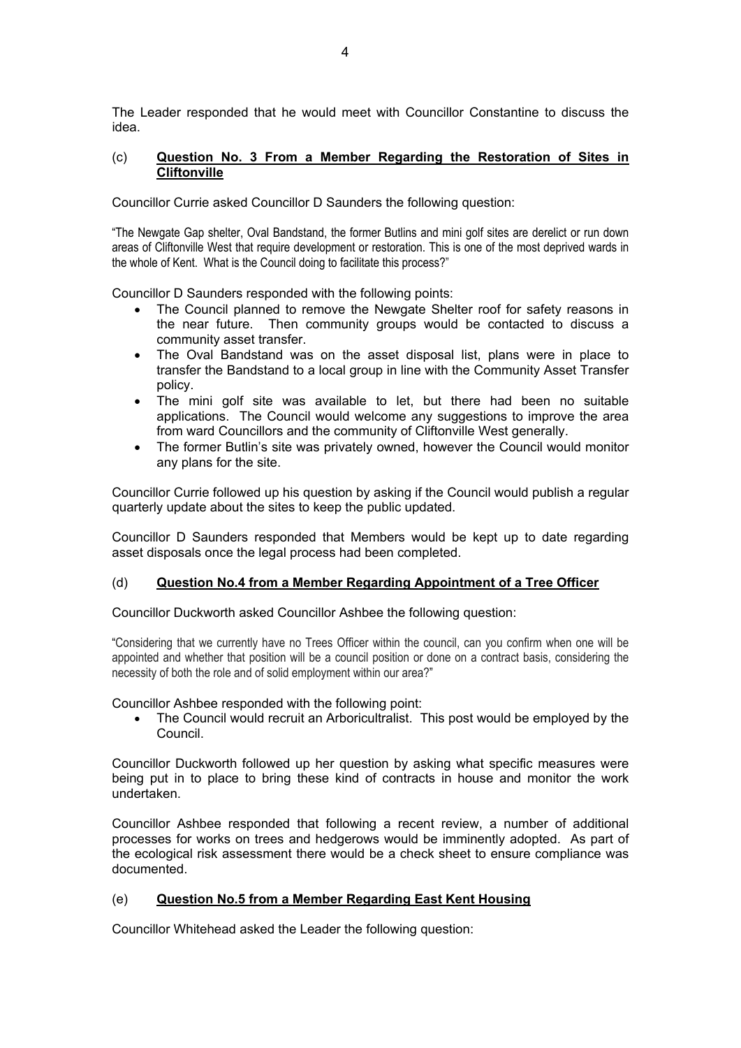The Leader responded that he would meet with Councillor Constantine to discuss the idea.

(c) **Question No. 3 From a Member Regarding the Restoration of Sites in Cliftonville**

Councillor Currie asked Councillor D Saunders the following question:

"The Newgate Gap shelter, Oval Bandstand, the former Butlins and mini golf sites are derelict or run down areas of Cliftonville West that require development or restoration. This is one of the most deprived wards in the whole of Kent. What is the Council doing to facilitate this process?"

Councillor D Saunders responded with the following points:

- The Council planned to remove the Newgate Shelter roof for safety reasons in the near future. Then community groups would be contacted to discuss a community asset transfer.
- The Oval Bandstand was on the asset disposal list, plans were in place to transfer the Bandstand to a local group in line with the Community Asset Transfer policy.
- The mini golf site was available to let, but there had been no suitable applications. The Council would welcome any suggestions to improve the area from ward Councillors and the community of Cliftonville West generally.
- The former Butlin's site was privately owned, however the Council would monitor any plans for the site.

Councillor Currie followed up his question by asking if the Council would publish a regular quarterly update about the sites to keep the public updated.

Councillor D Saunders responded that Members would be kept up to date regarding asset disposals once the legal process had been completed.

(d) **Question No.4 from a Member Regarding Appointment of a Tree Officer**

Councillor Duckworth asked Councillor Ashbee the following question:

"Considering that we currently have no Trees Officer within the council, can you confirm when one will be appointed and whether that position will be a council position or done on a contract basis, considering the necessity of both the role and of solid employment within our area?"

Councillor Ashbee responded with the following point:

- The Council would recruit an Arboricultralist. This post would be employed by the Council.

Councillor Duckworth followed up her question by asking what specific measures were being put in to place to bring these kind of contracts in house and monitor the work undertaken.

Councillor Ashbee responded that following a recent review, a number of additional processes for works on trees and hedgerows would be imminently adopted. As part of the ecological risk assessment there would be a check sheet to ensure compliance was documented.

(e) **Question No.5 from a Member Regarding East Kent Housing**

Councillor Whitehead asked the Leader the following question: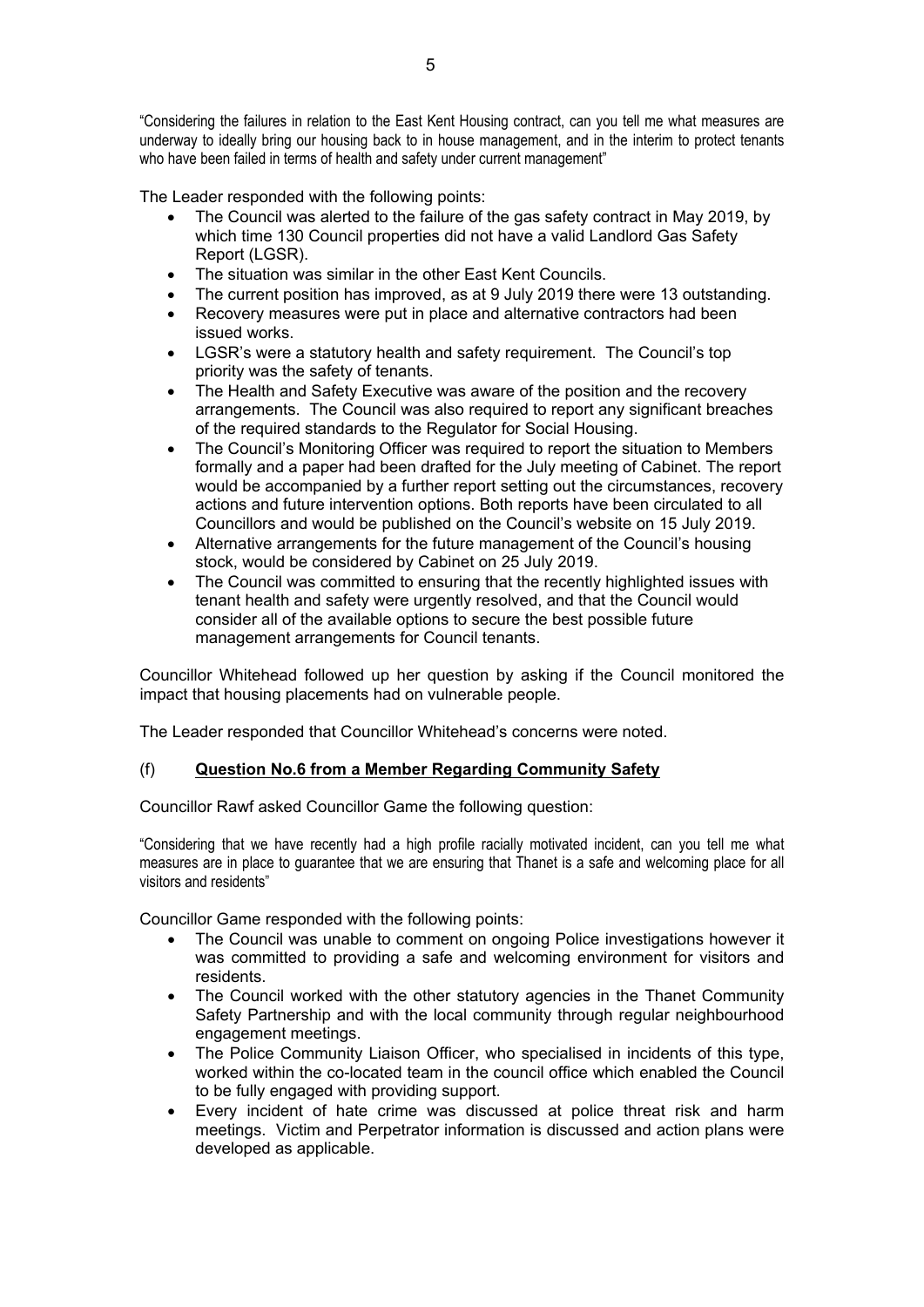"Considering the failures in relation to the East Kent Housing contract, can you tell me what measures are underway to ideally bring our housing back to in house management, and in the interim to protect tenants who have been failed in terms of health and safety under current management"

The Leader responded with the following points:

- The Council was alerted to the failure of the gas safety contract in May 2019, by which time 130 Council properties did not have a valid Landlord Gas Safety Report (LGSR).
- The situation was similar in the other East Kent Councils.
- The current position has improved, as at 9 July 2019 there were 13 outstanding.
- Recovery measures were put in place and alternative contractors had been issued works.
- LGSR's were a statutory health and safety requirement. The Council's top priority was the safety of tenants.
- The Health and Safety Executive was aware of the position and the recovery arrangements. The Council was also required to report any significant breaches of the required standards to the Regulator for Social Housing.
- The Council's Monitoring Officer was required to report the situation to Members formally and a paper had been drafted for the July meeting of Cabinet. The report would be accompanied by a further report setting out the circumstances, recovery actions and future intervention options. Both reports have been circulated to all Councillors and would be published on the Council's website on 15 July 2019.
- Alternative arrangements for the future management of the Council's housing stock, would be considered by Cabinet on 25 July 2019.
- The Council was committed to ensuring that the recently highlighted issues with tenant health and safety were urgently resolved, and that the Council would consider all of the available options to secure the best possible future management arrangements for Council tenants.

Councillor Whitehead followed up her question by asking if the Council monitored the impact that housing placements had on vulnerable people.

The Leader responded that Councillor Whitehead's concerns were noted.

(f) **Question No.6 from a Member Regarding Community Safety**

Councillor Rawf asked Councillor Game the following question:

"Considering that we have recently had a high profile racially motivated incident, can you tell me what measures are in place to guarantee that we are ensuring that Thanet is a safe and welcoming place for all visitors and residents"

Councillor Game responded with the following points:

- The Council was unable to comment on ongoing Police investigations however it was committed to providing a safe and welcoming environment for visitors and residents.
- The Council worked with the other statutory agencies in the Thanet Community Safety Partnership and with the local community through regular neighbourhood engagement meetings.
- The Police Community Liaison Officer, who specialised in incidents of this type, worked within the co-located team in the council office which enabled the Council to be fully engaged with providing support.
- Every incident of hate crime was discussed at police threat risk and harm meetings. Victim and Perpetrator information is discussed and action plans were developed as applicable.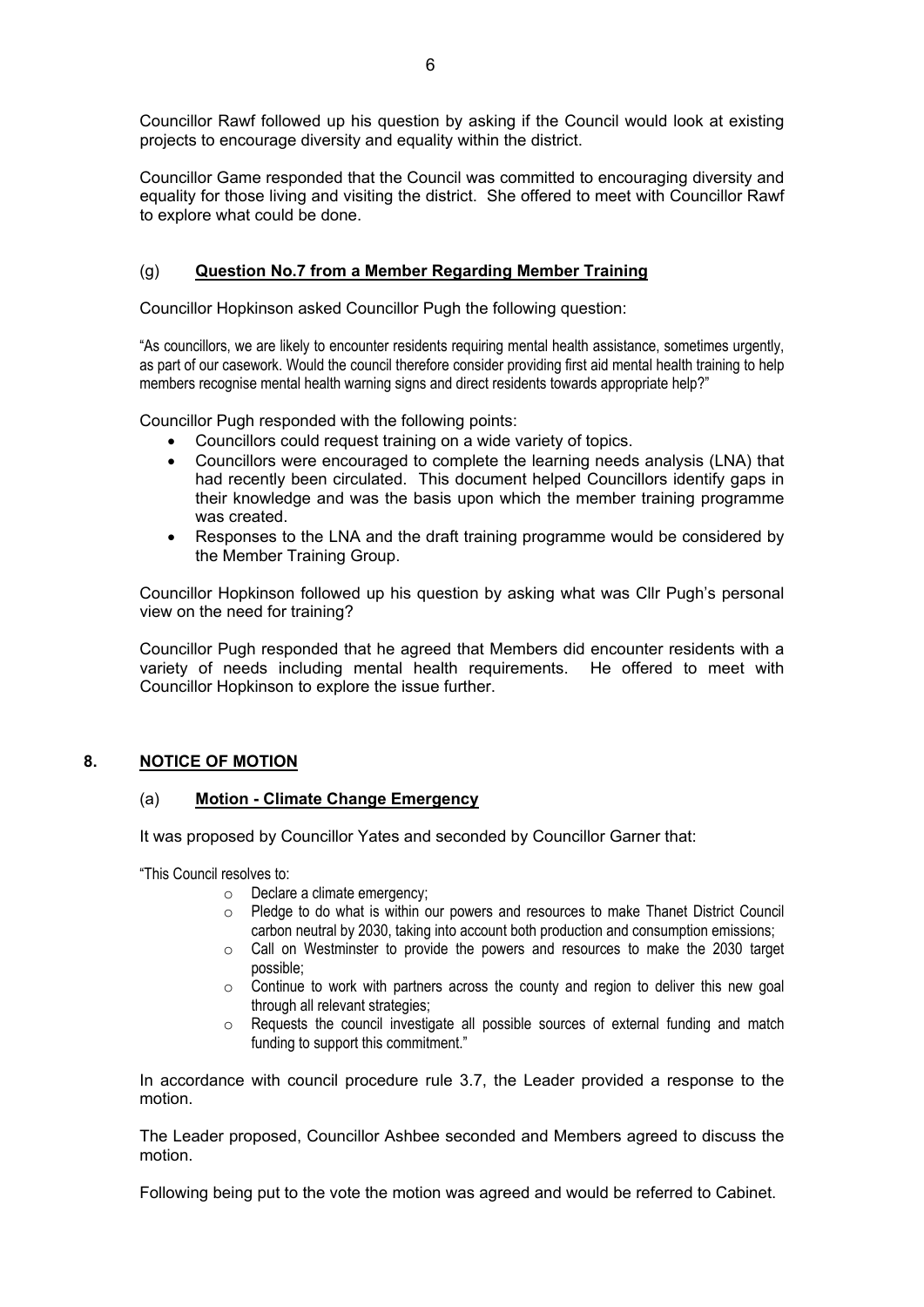Councillor Rawf followed up his question by asking if the Council would look at existing projects to encourage diversity and equality within the district.

Councillor Game responded that the Council was committed to encouraging diversity and equality for those living and visiting the district. She offered to meet with Councillor Rawf to explore what could be done.

### (g) **Question No.7 from a Member Regarding Member Training**

Councillor Hopkinson asked Councillor Pugh the following question:

"As councillors, we are likely to encounter residents requiring mental health assistance, sometimes urgently, as part of our casework. Would the council therefore consider providing first aid mental health training to help members recognise mental health warning signs and direct residents towards appropriate help?"

Councillor Pugh responded with the following points:

- Councillors could request training on a wide variety of topics.
- Councillors were encouraged to complete the learning needs analysis (LNA) that had recently been circulated. This document helped Councillors identify gaps in their knowledge and was the basis upon which the member training programme was created.
- Responses to the LNA and the draft training programme would be considered by the Member Training Group.

Councillor Hopkinson followed up his question by asking what was Cllr Pugh's personal view on the need for training?

Councillor Pugh responded that he agreed that Members did encounter residents with a variety of needs including mental health requirements. He offered to meet with Councillor Hopkinson to explore the issue further.

## 8. NOTICE OF MOTION

### (a) **Motion - Climate Change Emergency**

It was proposed by Councillor Yates and seconded by Councillor Garner that:

"This Council resolves to:

- Declare a climate emergency;
- Pledge to do what is within our powers and resources to make Thanet District Council carbon neutral by 2030, taking into account both production and consumption emissions;
- Call on Westminster to provide the powers and resources to make the 2030 target possible;
- Continue to work with partners across the county and region to deliver this new goal through all relevant strategies;
- Requests the council investigate all possible sources of external funding and match funding to support this commitment."

In accordance with council procedure rule 3.7, the Leader provided a response to the motion.

The Leader proposed, Councillor Ashbee seconded and Members agreed to discuss the motion.

Following being put to the vote the motion was agreed and would be referred to Cabinet.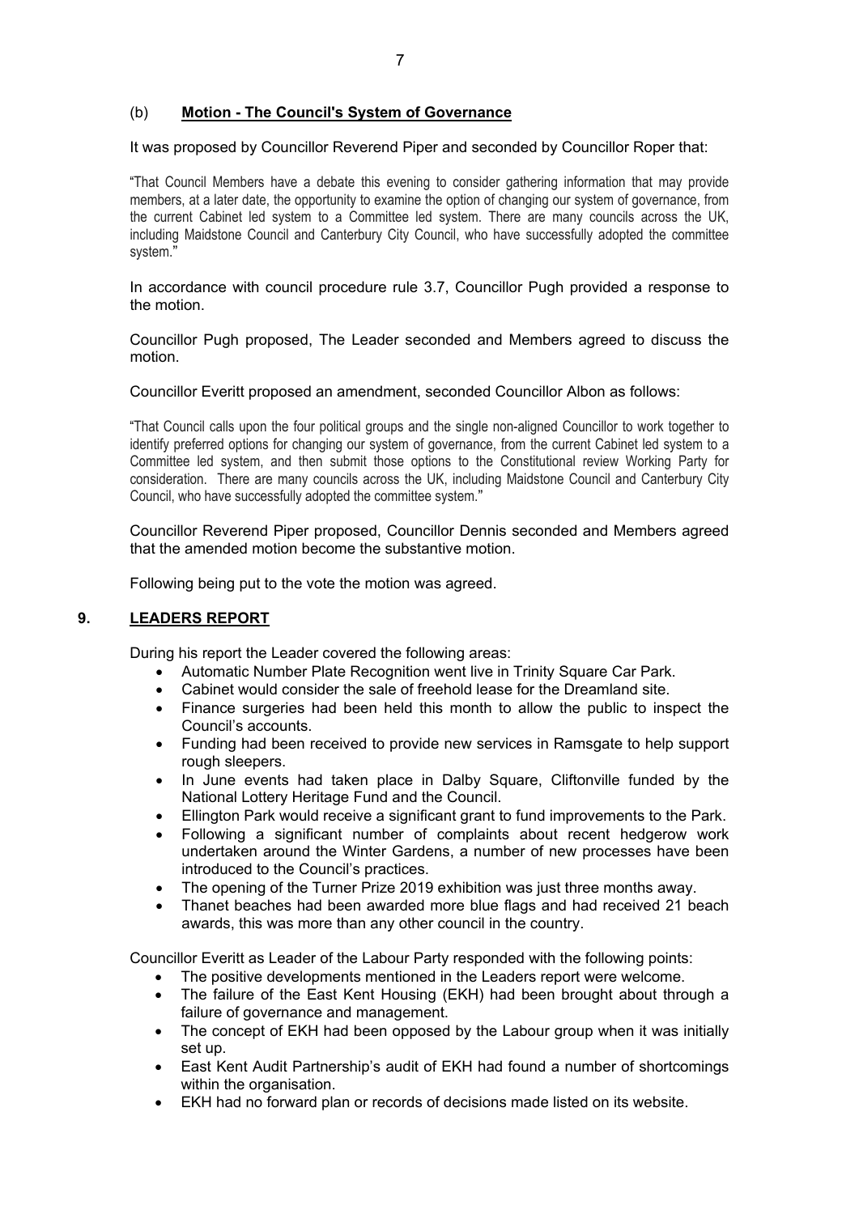### (b) **Motion - The Council's System of Governance**

It was proposed by Councillor Reverend Piper and seconded by Councillor Roper that:

> "That Council Members have a debate this evening to consider gathering information that may provide members, at a later date, the opportunity to examine the option of changing our system of governance, from the current Cabinet led system to a Committee led system. There are many councils across the UK, including Maidstone Council and Canterbury City Council, who have successfully adopted the committee system."

In accordance with council procedure rule 3.7, Councillor Pugh provided a response to the motion.

Councillor Pugh proposed, The Leader seconded and Members agreed to discuss the motion.

Councillor Everitt proposed an amendment, seconded Councillor Albon as follows:

> "That Council calls upon the four political groups and the single non-aligned Councillor to work together to identify preferred options for changing our system of governance, from the current Cabinet led system to a Committee led system, and then submit those options to the Constitutional review Working Party for consideration. There are many councils across the UK, including Maidstone Council and Canterbury City Council, who have successfully adopted the committee system."

Councillor Reverend Piper proposed, Councillor Dennis seconded and Members agreed that the amended motion become the substantive motion.

Following being put to the vote the motion was agreed.

## 9. **LEADERS REPORT**

During his report the Leader covered the following areas:

- Automatic Number Plate Recognition went live in Trinity Square Car Park.
- Cabinet would consider the sale of freehold lease for the Dreamland site.
- Finance surgeries had been held this month to allow the public to inspect the Council's accounts.
- Funding had been received to provide new services in Ramsgate to help support rough sleepers.
- In June events had taken place in Dalby Square, Cliftonville funded by the National Lottery Heritage Fund and the Council.
- Ellington Park would receive a significant grant to fund improvements to the Park.
- Following a significant number of complaints about recent hedgerow work undertaken around the Winter Gardens, a number of new processes have been introduced to the Council's practices.
- The opening of the Turner Prize 2019 exhibition was just three months away.
- Thanet beaches had been awarded more blue flags and had received 21 beach awards, this was more than any other council in the country.

Councillor Everitt as Leader of the Labour Party responded with the following points:

- The positive developments mentioned in the Leaders report were welcome.
- The failure of the East Kent Housing (EKH) had been brought about through a failure of governance and management.
- The concept of EKH had been opposed by the Labour group when it was initially set up.
- East Kent Audit Partnership's audit of EKH had found a number of shortcomings within the organisation.
- EKH had no forward plan or records of decisions made listed on its website.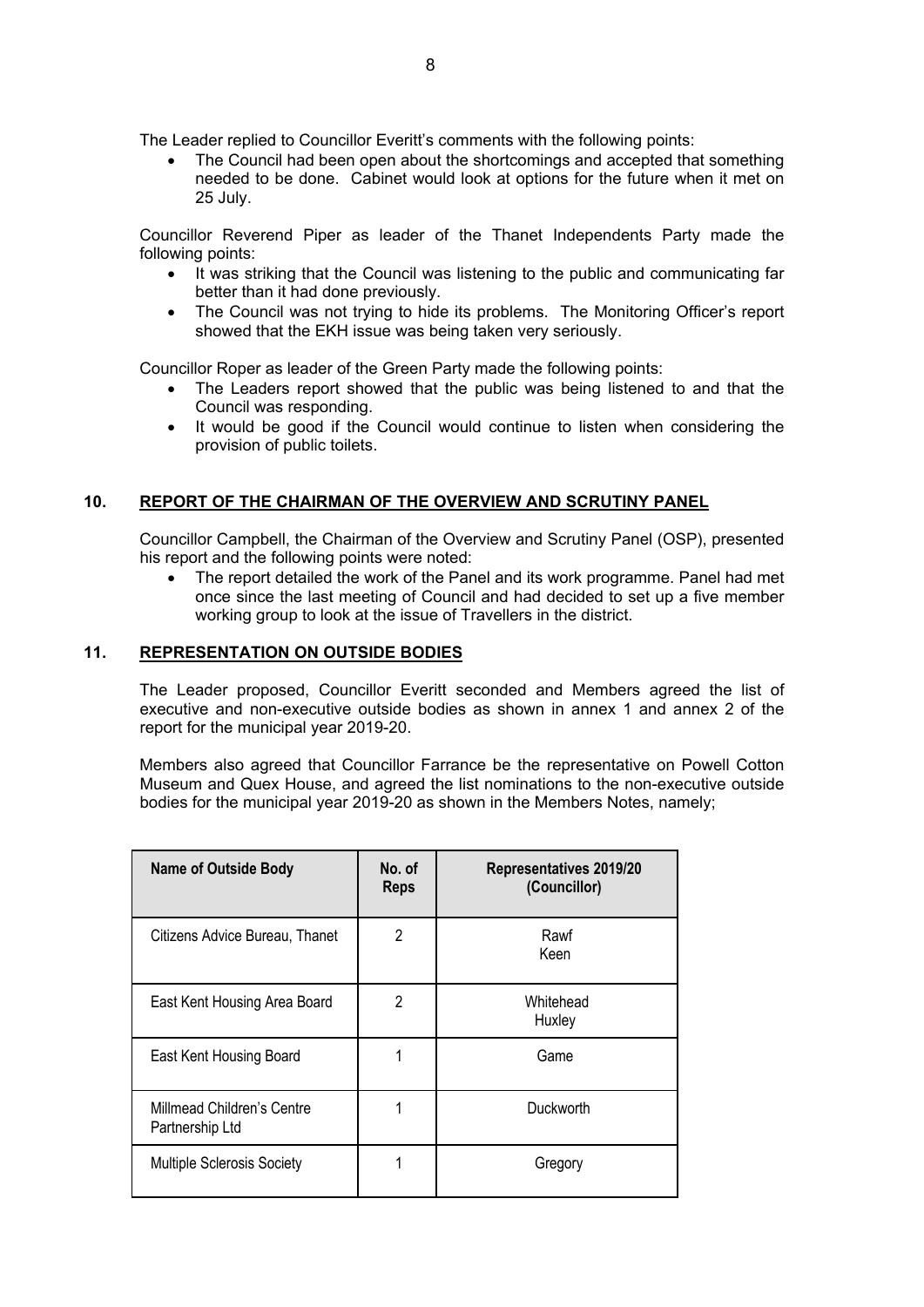The Leader replied to Councillor Everitt's comments with the following points:

- The Council had been open about the shortcomings and accepted that something needed to be done. Cabinet would look at options for the future when it met on 25 July.

Councillor Reverend Piper as leader of the Thanet Independents Party made the following points:

- It was striking that the Council was listening to the public and communicating far better than it had done previously.
- The Council was not trying to hide its problems. The Monitoring Officer's report showed that the EKH issue was being taken very seriously.

Councillor Roper as leader of the Green Party made the following points:

- The Leaders report showed that the public was being listened to and that the Council was responding.
- It would be good if the Council would continue to listen when considering the provision of public toilets.

## 10. REPORT OF THE CHAIRMAN OF THE OVERVIEW AND SCRUTINY PANEL

Councillor Campbell, the Chairman of the Overview and Scrutiny Panel (OSP), presented his report and the following points were noted:

- The report detailed the work of the Panel and its work programme. Panel had met once since the last meeting of Council and had decided to set up a five member working group to look at the issue of Travellers in the district.

## 11. REPRESENTATION ON OUTSIDE BODIES

The Leader proposed, Councillor Everitt seconded and Members agreed the list of executive and non-executive outside bodies as shown in annex 1 and annex 2 of the report for the municipal year 2019-20.

Members also agreed that Councillor Farrance be the representative on Powell Cotton Museum and Quex House, and agreed the list nominations to the non-executive outside bodies for the municipal year 2019-20 as shown in the Members Notes, namely;

| Name of Outside Body | No. of Reps | Representatives 2019/20 (Councillor) |
|---|---|---|
| Citizens Advice Bureau, Thanet | 2 | Rawf<br>Keen |
| East Kent Housing Area Board | 2 | Whitehead<br>Huxley |
| East Kent Housing Board | 1 | Game |
| Millmead Children's Centre Partnership Ltd | 1 | Duckworth |
| Multiple Sclerosis Society | 1 | Gregory |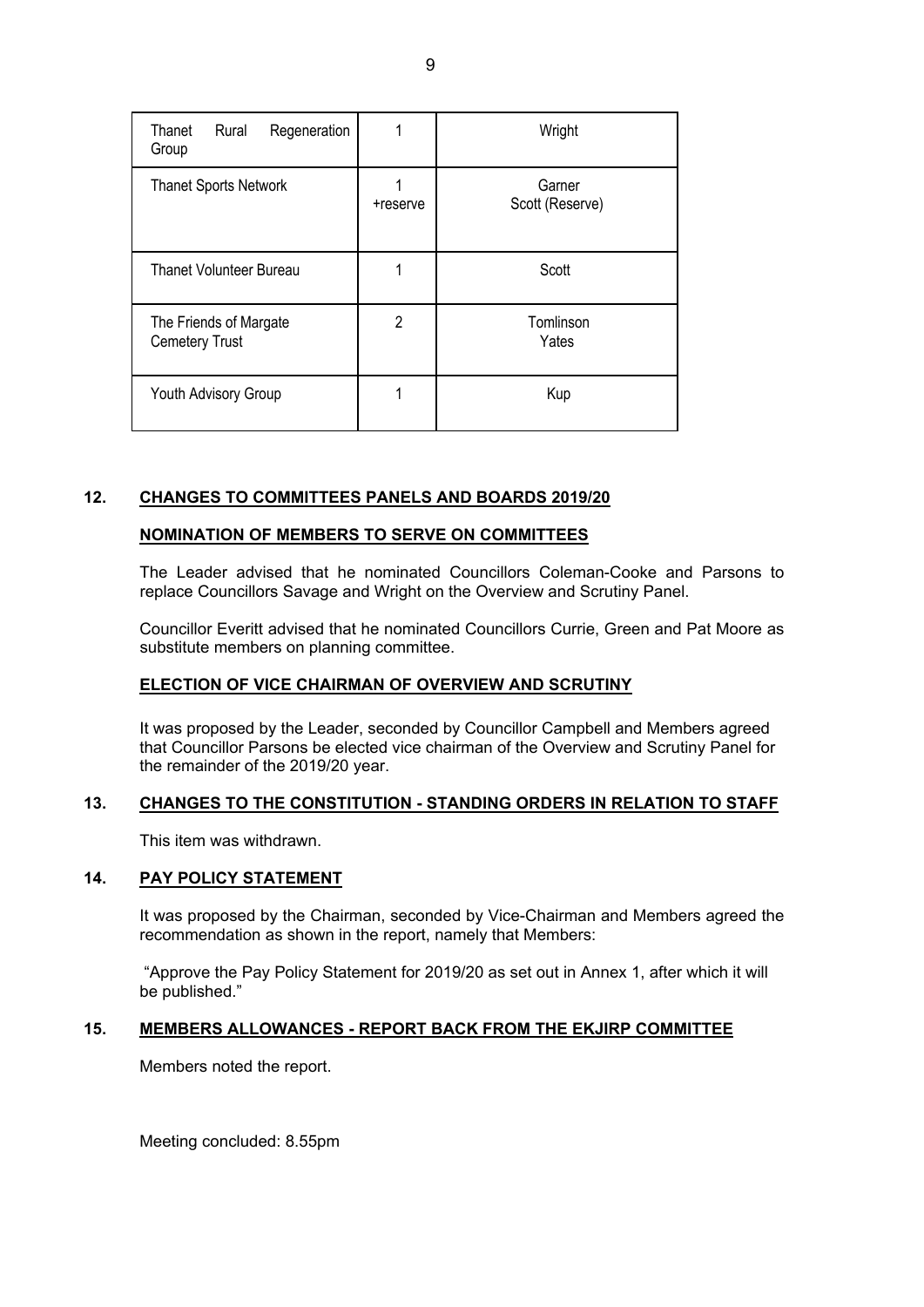| | | |
|---|---|---|
| Thanet Rural Regeneration Group | 1 | Wright |
| Thanet Sports Network | 1 +reserve | Garner Scott (Reserve) |
| Thanet Volunteer Bureau | 1 | Scott |
| The Friends of Margate Cemetery Trust | 2 | Tomlinson Yates |
| Youth Advisory Group | 1 | Kup |

## 12. CHANGES TO COMMITTEES PANELS AND BOARDS 2019/20

### NOMINATION OF MEMBERS TO SERVE ON COMMITTEES

The Leader advised that he nominated Councillors Coleman-Cooke and Parsons to replace Councillors Savage and Wright on the Overview and Scrutiny Panel.

Councillor Everitt advised that he nominated Councillors Currie, Green and Pat Moore as substitute members on planning committee.

### ELECTION OF VICE CHAIRMAN OF OVERVIEW AND SCRUTINY

It was proposed by the Leader, seconded by Councillor Campbell and Members agreed that Councillor Parsons be elected vice chairman of the Overview and Scrutiny Panel for the remainder of the 2019/20 year.

## 13. CHANGES TO THE CONSTITUTION - STANDING ORDERS IN RELATION TO STAFF

This item was withdrawn.

## 14. PAY POLICY STATEMENT

It was proposed by the Chairman, seconded by Vice-Chairman and Members agreed the recommendation as shown in the report, namely that Members:

"Approve the Pay Policy Statement for 2019/20 as set out in Annex 1, after which it will be published."

## 15. MEMBERS ALLOWANCES - REPORT BACK FROM THE EKJIRP COMMITTEE

Members noted the report.

Meeting concluded: 8.55pm